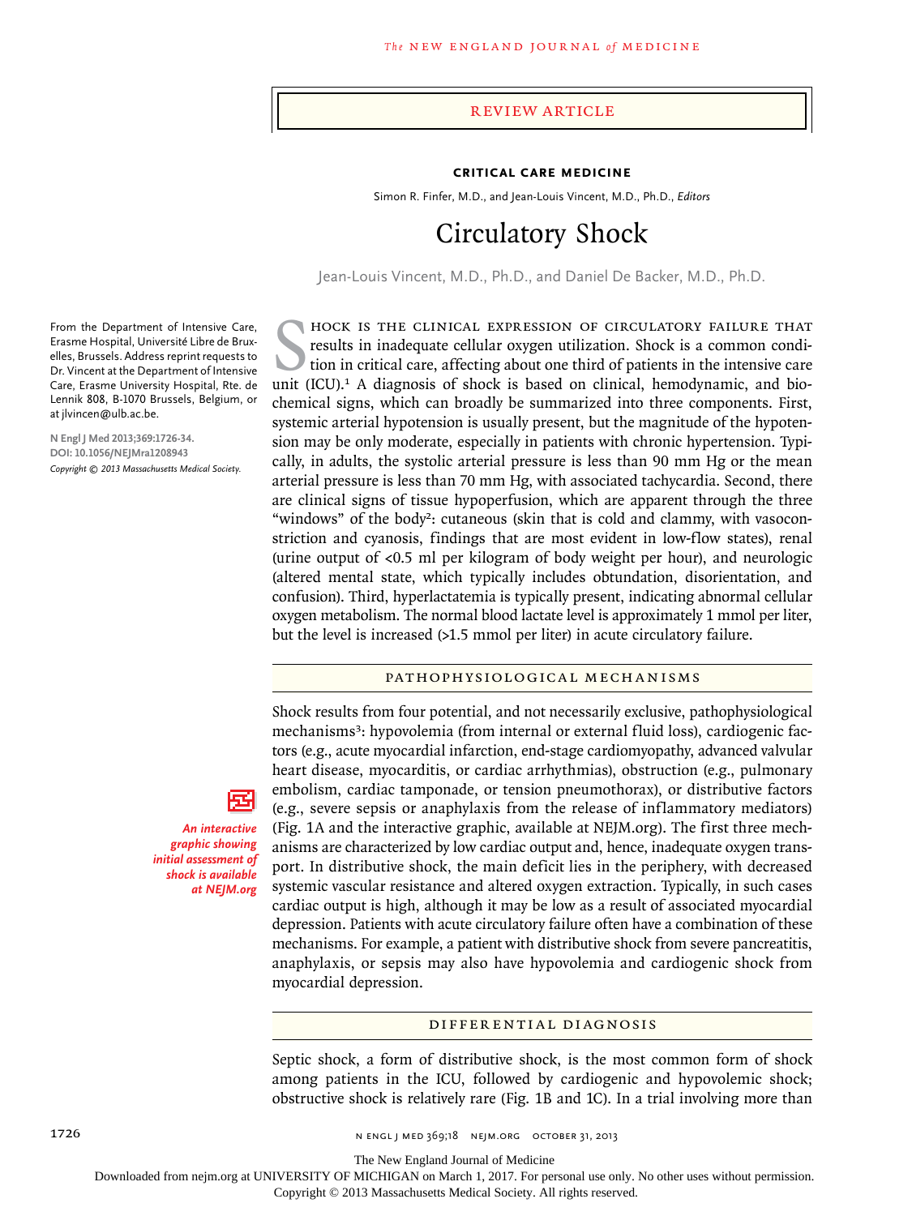REVIEW ARTICLE

**CRITICAL CARE MEDICINE**

Simon R. Finfer, M.D., and Jean-Louis Vincent, M.D., Ph.D., *Editors*

# Circulatory Shock

Jean-Louis Vincent, M.D., Ph.D., and Daniel De Backer, M.D., Ph.D.

From the Department of Intensive Care, Erasme Hospital, Université Libre de Bruxelles, Brussels. Address reprint requests to Dr. Vincent at the Department of Intensive Care, Erasme University Hospital, Rte. de Lennik 808, B-1070 Brussels, Belgium, or at jlvincen@ulb.ac.be.

N Engl J Med 2013;369:1726-34.
DOI: 10.1056/NEJMra1208943
*Copyright © 2013 Massachusetts Medical Society.*

Shock is the clinical expression of circulatory failure that results in inadequate cellular oxygen utilization. Shock is a common condition in critical care, affecting about one third of patients in the intensive care unit (ICU).[1] A diagnosis of shock is based on clinical, hemodynamic, and biochemical signs, which can broadly be summarized into three components. First, systemic arterial hypotension is usually present, but the magnitude of the hypotension may be only moderate, especially in patients with chronic hypertension. Typically, in adults, the systolic arterial pressure is less than 90 mm Hg or the mean arterial pressure is less than 70 mm Hg, with associated tachycardia. Second, there are clinical signs of tissue hypoperfusion, which are apparent through the three "windows" of the body[2]: cutaneous (skin that is cold and clammy, with vasoconstriction and cyanosis, findings that are most evident in low-flow states), renal (urine output of <0.5 ml per kilogram of body weight per hour), and neurologic (altered mental state, which typically includes obtundation, disorientation, and confusion). Third, hyperlactatemia is typically present, indicating abnormal cellular oxygen metabolism. The normal blood lactate level is approximately 1 mmol per liter, but the level is increased (>1.5 mmol per liter) in acute circulatory failure.

## PATHOPHYSIOLOGICAL MECHANISMS

*An interactive graphic showing initial assessment of shock is available at NEJM.org*

Shock results from four potential, and not necessarily exclusive, pathophysiological mechanisms[3]: hypovolemia (from internal or external fluid loss), cardiogenic factors (e.g., acute myocardial infarction, end-stage cardiomyopathy, advanced valvular heart disease, myocarditis, or cardiac arrhythmias), obstruction (e.g., pulmonary embolism, cardiac tamponade, or tension pneumothorax), or distributive factors (e.g., severe sepsis or anaphylaxis from the release of inflammatory mediators) (Fig. 1A and the interactive graphic, available at NEJM.org). The first three mechanisms are characterized by low cardiac output and, hence, inadequate oxygen transport. In distributive shock, the main deficit lies in the periphery, with decreased systemic vascular resistance and altered oxygen extraction. Typically, in such cases cardiac output is high, although it may be low as a result of associated myocardial depression. Patients with acute circulatory failure often have a combination of these mechanisms. For example, a patient with distributive shock from severe pancreatitis, anaphylaxis, or sepsis may also have hypovolemia and cardiogenic shock from myocardial depression.

## DIFFERENTIAL DIAGNOSIS

Septic shock, a form of distributive shock, is the most common form of shock among patients in the ICU, followed by cardiogenic and hypovolemic shock; obstructive shock is relatively rare (Fig. 1B and 1C). In a trial involving more than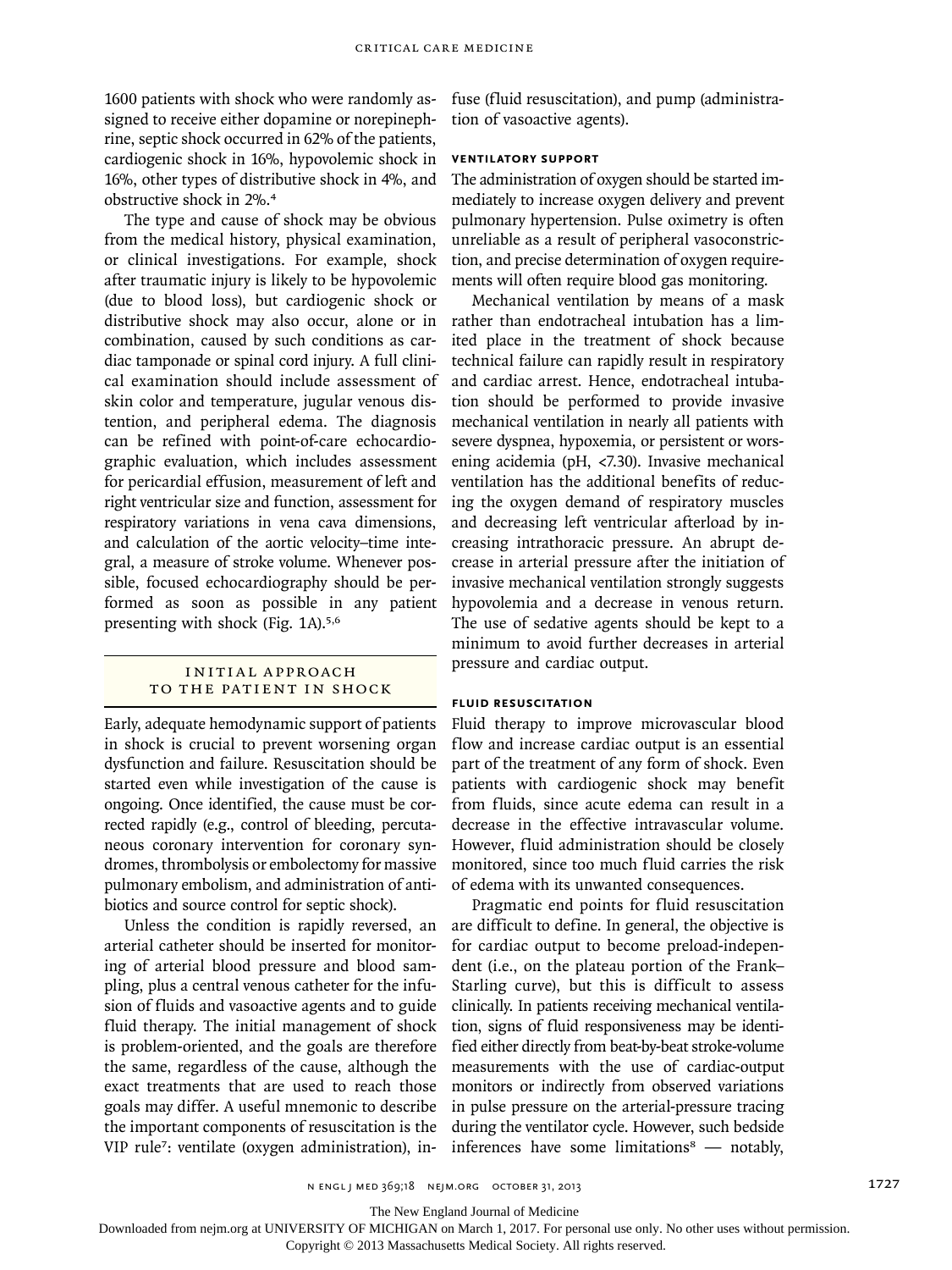1600 patients with shock who were randomly assigned to receive either dopamine or norepinephrine, septic shock occurred in 62% of the patients, cardiogenic shock in 16%, hypovolemic shock in 16%, other types of distributive shock in 4%, and obstructive shock in 2%.[4]

The type and cause of shock may be obvious from the medical history, physical examination, or clinical investigations. For example, shock after traumatic injury is likely to be hypovolemic (due to blood loss), but cardiogenic shock or distributive shock may also occur, alone or in combination, caused by such conditions as cardiac tamponade or spinal cord injury. A full clinical examination should include assessment of skin color and temperature, jugular venous distention, and peripheral edema. The diagnosis can be refined with point-of-care echocardiographic evaluation, which includes assessment for pericardial effusion, measurement of left and right ventricular size and function, assessment for respiratory variations in vena cava dimensions, and calculation of the aortic velocity–time integral, a measure of stroke volume. Whenever possible, focused echocardiography should be performed as soon as possible in any patient presenting with shock (Fig. 1A).[5,6]

## INITIAL APPROACH TO THE PATIENT IN SHOCK

Early, adequate hemodynamic support of patients in shock is crucial to prevent worsening organ dysfunction and failure. Resuscitation should be started even while investigation of the cause is ongoing. Once identified, the cause must be corrected rapidly (e.g., control of bleeding, percutaneous coronary intervention for coronary syndromes, thrombolysis or embolectomy for massive pulmonary embolism, and administration of antibiotics and source control for septic shock).

Unless the condition is rapidly reversed, an arterial catheter should be inserted for monitoring of arterial blood pressure and blood sampling, plus a central venous catheter for the infusion of fluids and vasoactive agents and to guide fluid therapy. The initial management of shock is problem-oriented, and the goals are therefore the same, regardless of the cause, although the exact treatments that are used to reach those goals may differ. A useful mnemonic to describe the important components of resuscitation is the VIP rule[7]: ventilate (oxygen administration), infuse (fluid resuscitation), and pump (administration of vasoactive agents).

### VENTILATORY SUPPORT

The administration of oxygen should be started immediately to increase oxygen delivery and prevent pulmonary hypertension. Pulse oximetry is often unreliable as a result of peripheral vasoconstriction, and precise determination of oxygen requirements will often require blood gas monitoring.

Mechanical ventilation by means of a mask rather than endotracheal intubation has a limited place in the treatment of shock because technical failure can rapidly result in respiratory and cardiac arrest. Hence, endotracheal intubation should be performed to provide invasive mechanical ventilation in nearly all patients with severe dyspnea, hypoxemia, or persistent or worsening acidemia (pH, <7.30). Invasive mechanical ventilation has the additional benefits of reducing the oxygen demand of respiratory muscles and decreasing left ventricular afterload by increasing intrathoracic pressure. An abrupt decrease in arterial pressure after the initiation of invasive mechanical ventilation strongly suggests hypovolemia and a decrease in venous return. The use of sedative agents should be kept to a minimum to avoid further decreases in arterial pressure and cardiac output.

### FLUID RESUSCITATION

Fluid therapy to improve microvascular blood flow and increase cardiac output is an essential part of the treatment of any form of shock. Even patients with cardiogenic shock may benefit from fluids, since acute edema can result in a decrease in the effective intravascular volume. However, fluid administration should be closely monitored, since too much fluid carries the risk of edema with its unwanted consequences.

Pragmatic end points for fluid resuscitation are difficult to define. In general, the objective is for cardiac output to become preload-independent (i.e., on the plateau portion of the Frank–Starling curve), but this is difficult to assess clinically. In patients receiving mechanical ventilation, signs of fluid responsiveness may be identified either directly from beat-by-beat stroke-volume measurements with the use of cardiac-output monitors or indirectly from observed variations in pulse pressure on the arterial-pressure tracing during the ventilator cycle. However, such bedside inferences have some limitations[8] — notably,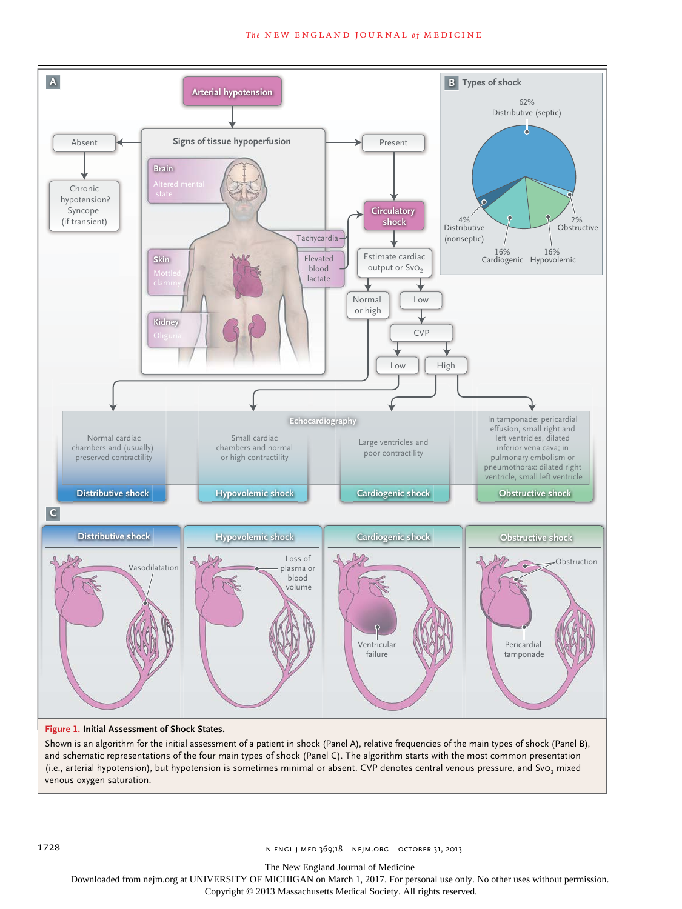**A**

Arterial hypotension

Signs of tissue hypoperfusion

- Brain: Altered mental state
- Skin: Mottled, clammy
- Kidney: Oliguria
- Tachycardia
- Elevated blood lactate

Absent → Chronic hypotension? Syncope (if transient)

Present → Circulatory shock → Estimate cardiac output or $SvO_2$

- Normal or high
- Low → CVP → Low / High

Echocardiography

- Normal cardiac chambers and (usually) preserved contractility — Distributive shock
- Small cardiac chambers and normal or high contractility — Hypovolemic shock
- Large ventricles and poor contractility — Cardiogenic shock
- In tamponade: pericardial effusion, small right and left ventricles, dilated inferior vena cava; in pulmonary embolism or pneumothorax: dilated right ventricle, small left ventricle — Obstructive shock

**B** Types of shock

- 62% Distributive (septic)
- 4% Distributive (nonseptic)
- 16% Cardiogenic
- 16% Hypovolemic
- 2% Obstructive

**C**

- Distributive shock: Vasodilatation
- Hypovolemic shock: Loss of plasma or blood volume
- Cardiogenic shock: Ventricular failure
- Obstructive shock: Obstruction; Pericardial tamponade

**Figure 1. Initial Assessment of Shock States.**

Shown is an algorithm for the initial assessment of a patient in shock (Panel A), relative frequencies of the main types of shock (Panel B), and schematic representations of the four main types of shock (Panel C). The algorithm starts with the most common presentation (i.e., arterial hypotension), but hypotension is sometimes minimal or absent. CVP denotes central venous pressure, and $SvO_2$ mixed venous oxygen saturation.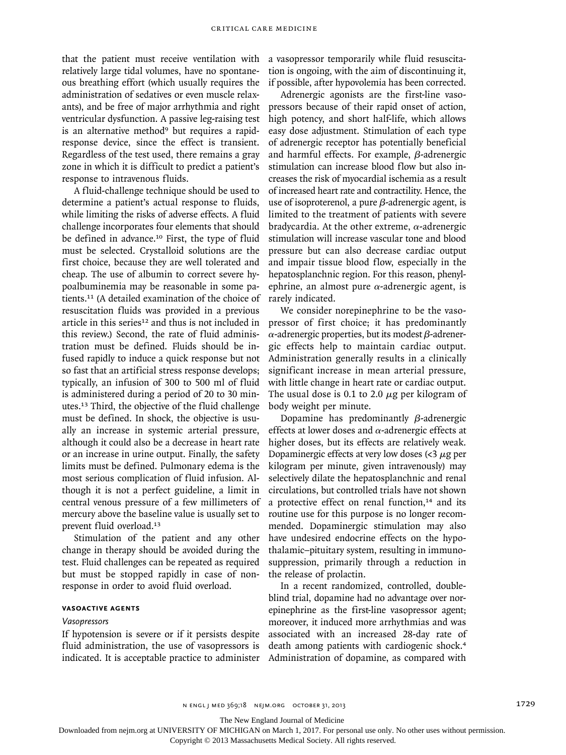that the patient must receive ventilation with relatively large tidal volumes, have no spontaneous breathing effort (which usually requires the administration of sedatives or even muscle relaxants), and be free of major arrhythmia and right ventricular dysfunction. A passive leg-raising test is an alternative method[9] but requires a rapid-response device, since the effect is transient. Regardless of the test used, there remains a gray zone in which it is difficult to predict a patient's response to intravenous fluids.

A fluid-challenge technique should be used to determine a patient's actual response to fluids, while limiting the risks of adverse effects. A fluid challenge incorporates four elements that should be defined in advance.[10] First, the type of fluid must be selected. Crystalloid solutions are the first choice, because they are well tolerated and cheap. The use of albumin to correct severe hypoalbuminemia may be reasonable in some patients.[11] (A detailed examination of the choice of resuscitation fluids was provided in a previous article in this series[12] and thus is not included in this review.) Second, the rate of fluid administration must be defined. Fluids should be infused rapidly to induce a quick response but not so fast that an artificial stress response develops; typically, an infusion of 300 to 500 ml of fluid is administered during a period of 20 to 30 minutes.[13] Third, the objective of the fluid challenge must be defined. In shock, the objective is usually an increase in systemic arterial pressure, although it could also be a decrease in heart rate or an increase in urine output. Finally, the safety limits must be defined. Pulmonary edema is the most serious complication of fluid infusion. Although it is not a perfect guideline, a limit in central venous pressure of a few millimeters of mercury above the baseline value is usually set to prevent fluid overload.[13]

Stimulation of the patient and any other change in therapy should be avoided during the test. Fluid challenges can be repeated as required but must be stopped rapidly in case of nonresponse in order to avoid fluid overload.

### VASOACTIVE AGENTS

#### *Vasopressors*

If hypotension is severe or if it persists despite fluid administration, the use of vasopressors is indicated. It is acceptable practice to administer a vasopressor temporarily while fluid resuscitation is ongoing, with the aim of discontinuing it, if possible, after hypovolemia has been corrected.

Adrenergic agonists are the first-line vasopressors because of their rapid onset of action, high potency, and short half-life, which allows easy dose adjustment. Stimulation of each type of adrenergic receptor has potentially beneficial and harmful effects. For example, $\beta$-adrenergic stimulation can increase blood flow but also increases the risk of myocardial ischemia as a result of increased heart rate and contractility. Hence, the use of isoproterenol, a pure $\beta$-adrenergic agent, is limited to the treatment of patients with severe bradycardia. At the other extreme, $\alpha$-adrenergic stimulation will increase vascular tone and blood pressure but can also decrease cardiac output and impair tissue blood flow, especially in the hepatosplanchnic region. For this reason, phenylephrine, an almost pure $\alpha$-adrenergic agent, is rarely indicated.

We consider norepinephrine to be the vasopressor of first choice; it has predominantly $\alpha$-adrenergic properties, but its modest $\beta$-adrenergic effects help to maintain cardiac output. Administration generally results in a clinically significant increase in mean arterial pressure, with little change in heart rate or cardiac output. The usual dose is 0.1 to 2.0 $\mu$g per kilogram of body weight per minute.

Dopamine has predominantly $\beta$-adrenergic effects at lower doses and $\alpha$-adrenergic effects at higher doses, but its effects are relatively weak. Dopaminergic effects at very low doses (<3 $\mu$g per kilogram per minute, given intravenously) may selectively dilate the hepatosplanchnic and renal circulations, but controlled trials have not shown a protective effect on renal function,[14] and its routine use for this purpose is no longer recommended. Dopaminergic stimulation may also have undesired endocrine effects on the hypothalamic–pituitary system, resulting in immunosuppression, primarily through a reduction in the release of prolactin.

In a recent randomized, controlled, double-blind trial, dopamine had no advantage over norepinephrine as the first-line vasopressor agent; moreover, it induced more arrhythmias and was associated with an increased 28-day rate of death among patients with cardiogenic shock.[4] Administration of dopamine, as compared with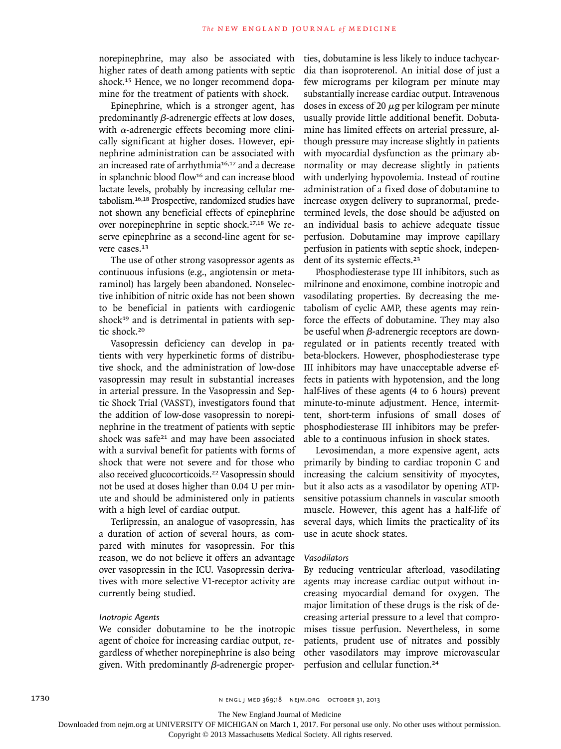norepinephrine, may also be associated with higher rates of death among patients with septic shock.[15] Hence, we no longer recommend dopamine for the treatment of patients with shock.

Epinephrine, which is a stronger agent, has predominantly β-adrenergic effects at low doses, with α-adrenergic effects becoming more clinically significant at higher doses. However, epinephrine administration can be associated with an increased rate of arrhythmia[16,17] and a decrease in splanchnic blood flow[16] and can increase blood lactate levels, probably by increasing cellular metabolism.[16,18] Prospective, randomized studies have not shown any beneficial effects of epinephrine over norepinephrine in septic shock.[17,18] We reserve epinephrine as a second-line agent for severe cases.[13]

The use of other strong vasopressor agents as continuous infusions (e.g., angiotensin or metaraminol) has largely been abandoned. Nonselective inhibition of nitric oxide has not been shown to be beneficial in patients with cardiogenic shock[19] and is detrimental in patients with septic shock.[20]

Vasopressin deficiency can develop in patients with very hyperkinetic forms of distributive shock, and the administration of low-dose vasopressin may result in substantial increases in arterial pressure. In the Vasopressin and Septic Shock Trial (VASST), investigators found that the addition of low-dose vasopressin to norepinephrine in the treatment of patients with septic shock was safe[21] and may have been associated with a survival benefit for patients with forms of shock that were not severe and for those who also received glucocorticoids.[22] Vasopressin should not be used at doses higher than 0.04 U per minute and should be administered only in patients with a high level of cardiac output.

Terlipressin, an analogue of vasopressin, has a duration of action of several hours, as compared with minutes for vasopressin. For this reason, we do not believe it offers an advantage over vasopressin in the ICU. Vasopressin derivatives with more selective V1-receptor activity are currently being studied.

*Inotropic Agents*

We consider dobutamine to be the inotropic agent of choice for increasing cardiac output, regardless of whether norepinephrine is also being given. With predominantly β-adrenergic properties, dobutamine is less likely to induce tachycardia than isoproterenol. An initial dose of just a few micrograms per kilogram per minute may substantially increase cardiac output. Intravenous doses in excess of 20 μg per kilogram per minute usually provide little additional benefit. Dobutamine has limited effects on arterial pressure, although pressure may increase slightly in patients with myocardial dysfunction as the primary abnormality or may decrease slightly in patients with underlying hypovolemia. Instead of routine administration of a fixed dose of dobutamine to increase oxygen delivery to supranormal, predetermined levels, the dose should be adjusted on an individual basis to achieve adequate tissue perfusion. Dobutamine may improve capillary perfusion in patients with septic shock, independent of its systemic effects.[23]

Phosphodiesterase type III inhibitors, such as milrinone and enoximone, combine inotropic and vasodilating properties. By decreasing the metabolism of cyclic AMP, these agents may reinforce the effects of dobutamine. They may also be useful when β-adrenergic receptors are downregulated or in patients recently treated with beta-blockers. However, phosphodiesterase type III inhibitors may have unacceptable adverse effects in patients with hypotension, and the long half-lives of these agents (4 to 6 hours) prevent minute-to-minute adjustment. Hence, intermittent, short-term infusions of small doses of phosphodiesterase III inhibitors may be preferable to a continuous infusion in shock states.

Levosimendan, a more expensive agent, acts primarily by binding to cardiac troponin C and increasing the calcium sensitivity of myocytes, but it also acts as a vasodilator by opening ATP-sensitive potassium channels in vascular smooth muscle. However, this agent has a half-life of several days, which limits the practicality of its use in acute shock states.

*Vasodilators*

By reducing ventricular afterload, vasodilating agents may increase cardiac output without increasing myocardial demand for oxygen. The major limitation of these drugs is the risk of decreasing arterial pressure to a level that compromises tissue perfusion. Nevertheless, in some patients, prudent use of nitrates and possibly other vasodilators may improve microvascular perfusion and cellular function.[24]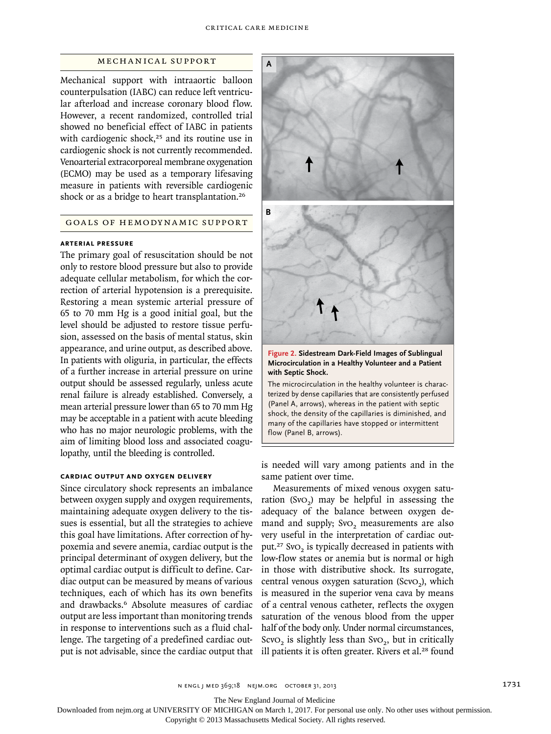## MECHANICAL SUPPORT

Mechanical support with intraaortic balloon counterpulsation (IABC) can reduce left ventricular afterload and increase coronary blood flow. However, a recent randomized, controlled trial showed no beneficial effect of IABC in patients with cardiogenic shock,[25] and its routine use in cardiogenic shock is not currently recommended. Venoarterial extracorporeal membrane oxygenation (ECMO) may be used as a temporary lifesaving measure in patients with reversible cardiogenic shock or as a bridge to heart transplantation.[26]

## GOALS OF HEMODYNAMIC SUPPORT

### ARTERIAL PRESSURE

The primary goal of resuscitation should be not only to restore blood pressure but also to provide adequate cellular metabolism, for which the correction of arterial hypotension is a prerequisite. Restoring a mean systemic arterial pressure of 65 to 70 mm Hg is a good initial goal, but the level should be adjusted to restore tissue perfusion, assessed on the basis of mental status, skin appearance, and urine output, as described above. In patients with oliguria, in particular, the effects of a further increase in arterial pressure on urine output should be assessed regularly, unless acute renal failure is already established. Conversely, a mean arterial pressure lower than 65 to 70 mm Hg may be acceptable in a patient with acute bleeding who has no major neurologic problems, with the aim of limiting blood loss and associated coagulopathy, until the bleeding is controlled.

### CARDIAC OUTPUT AND OXYGEN DELIVERY

Since circulatory shock represents an imbalance between oxygen supply and oxygen requirements, maintaining adequate oxygen delivery to the tissues is essential, but all the strategies to achieve this goal have limitations. After correction of hypoxemia and severe anemia, cardiac output is the principal determinant of oxygen delivery, but the optimal cardiac output is difficult to define. Cardiac output can be measured by means of various techniques, each of which has its own benefits and drawbacks.[6] Absolute measures of cardiac output are less important than monitoring trends in response to interventions such as a fluid challenge. The targeting of a predefined cardiac output is not advisable, since the cardiac output that is needed will vary among patients and in the same patient over time.

**Figure 2. Sidestream Dark-Field Images of Sublingual Microcirculation in a Healthy Volunteer and a Patient with Septic Shock.**

The microcirculation in the healthy volunteer is characterized by dense capillaries that are consistently perfused (Panel A, arrows), whereas in the patient with septic shock, the density of the capillaries is diminished, and many of the capillaries have stopped or intermittent flow (Panel B, arrows).

Measurements of mixed venous oxygen saturation ($SvO_2$) may be helpful in assessing the adequacy of the balance between oxygen demand and supply; $SvO_2$ measurements are also very useful in the interpretation of cardiac output.[27] $SvO_2$ is typically decreased in patients with low-flow states or anemia but is normal or high in those with distributive shock. Its surrogate, central venous oxygen saturation ($ScvO_2$), which is measured in the superior vena cava by means of a central venous catheter, reflects the oxygen saturation of the venous blood from the upper half of the body only. Under normal circumstances, $ScvO_2$ is slightly less than $SvO_2$, but in critically ill patients it is often greater. Rivers et al.[28] found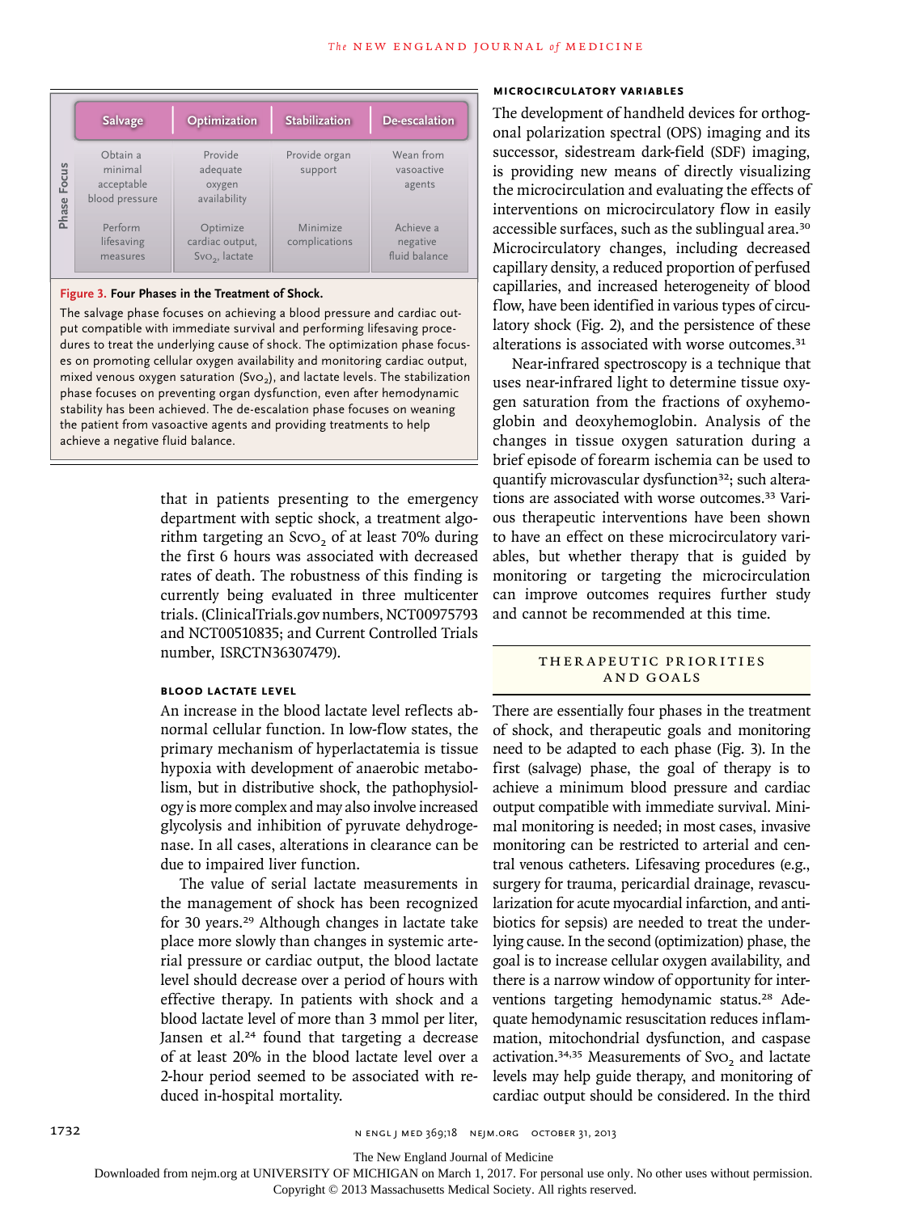| Phase Focus | Salvage | Optimization | Stabilization | De-escalation |
|---|---|---|---|---|
| | Obtain a minimal acceptable blood pressure | Provide adequate oxygen availability | Provide organ support | Wean from vasoactive agents |
| | Perform lifesaving measures | Optimize cardiac output, $Sv_{O_2}$, lactate | Minimize complications | Achieve a negative fluid balance |

**Figure 3. Four Phases in the Treatment of Shock.**

The salvage phase focuses on achieving a blood pressure and cardiac output compatible with immediate survival and performing lifesaving procedures to treat the underlying cause of shock. The optimization phase focuses on promoting cellular oxygen availability and monitoring cardiac output, mixed venous oxygen saturation ($Sv_{O_2}$), and lactate levels. The stabilization phase focuses on preventing organ dysfunction, even after hemodynamic stability has been achieved. The de-escalation phase focuses on weaning the patient from vasoactive agents and providing treatments to help achieve a negative fluid balance.

that in patients presenting to the emergency department with septic shock, a treatment algorithm targeting an $Scv_{O_2}$ of at least 70% during the first 6 hours was associated with decreased rates of death. The robustness of this finding is currently being evaluated in three multicenter trials. (ClinicalTrials.gov numbers, NCT00975793 and NCT00510835; and Current Controlled Trials number, ISRCTN36307479).

### BLOOD LACTATE LEVEL

An increase in the blood lactate level reflects abnormal cellular function. In low-flow states, the primary mechanism of hyperlactatemia is tissue hypoxia with development of anaerobic metabolism, but in distributive shock, the pathophysiology is more complex and may also involve increased glycolysis and inhibition of pyruvate dehydrogenase. In all cases, alterations in clearance can be due to impaired liver function.

The value of serial lactate measurements in the management of shock has been recognized for 30 years.[29] Although changes in lactate take place more slowly than changes in systemic arterial pressure or cardiac output, the blood lactate level should decrease over a period of hours with effective therapy. In patients with shock and a blood lactate level of more than 3 mmol per liter, Jansen et al.[24] found that targeting a decrease of at least 20% in the blood lactate level over a 2-hour period seemed to be associated with reduced in-hospital mortality.

### MICROCIRCULATORY VARIABLES

The development of handheld devices for orthogonal polarization spectral (OPS) imaging and its successor, sidestream dark-field (SDF) imaging, is providing new means of directly visualizing the microcirculation and evaluating the effects of interventions on microcirculatory flow in easily accessible surfaces, such as the sublingual area.[30] Microcirculatory changes, including decreased capillary density, a reduced proportion of perfused capillaries, and increased heterogeneity of blood flow, have been identified in various types of circulatory shock (Fig. 2), and the persistence of these alterations is associated with worse outcomes.[31]

Near-infrared spectroscopy is a technique that uses near-infrared light to determine tissue oxygen saturation from the fractions of oxyhemoglobin and deoxyhemoglobin. Analysis of the changes in tissue oxygen saturation during a brief episode of forearm ischemia can be used to quantify microvascular dysfunction[32]; such alterations are associated with worse outcomes.[33] Various therapeutic interventions have been shown to have an effect on these microcirculatory variables, but whether therapy that is guided by monitoring or targeting the microcirculation can improve outcomes requires further study and cannot be recommended at this time.

## THERAPEUTIC PRIORITIES AND GOALS

There are essentially four phases in the treatment of shock, and therapeutic goals and monitoring need to be adapted to each phase (Fig. 3). In the first (salvage) phase, the goal of therapy is to achieve a minimum blood pressure and cardiac output compatible with immediate survival. Minimal monitoring is needed; in most cases, invasive monitoring can be restricted to arterial and central venous catheters. Lifesaving procedures (e.g., surgery for trauma, pericardial drainage, revascularization for acute myocardial infarction, and antibiotics for sepsis) are needed to treat the underlying cause. In the second (optimization) phase, the goal is to increase cellular oxygen availability, and there is a narrow window of opportunity for interventions targeting hemodynamic status.[28] Adequate hemodynamic resuscitation reduces inflammation, mitochondrial dysfunction, and caspase activation.[34,35] Measurements of $Sv_{O_2}$ and lactate levels may help guide therapy, and monitoring of cardiac output should be considered. In the third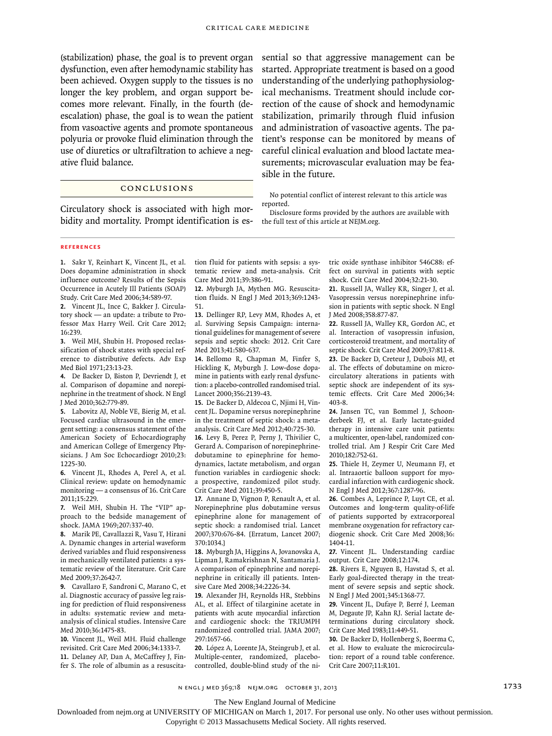(stabilization) phase, the goal is to prevent organ dysfunction, even after hemodynamic stability has been achieved. Oxygen supply to the tissues is no longer the key problem, and organ support becomes more relevant. Finally, in the fourth (de-escalation) phase, the goal is to wean the patient from vasoactive agents and promote spontaneous polyuria or provoke fluid elimination through the use of diuretics or ultrafiltration to achieve a negative fluid balance.

## Conclusions

Circulatory shock is associated with high morbidity and mortality. Prompt identification is essential so that aggressive management can be started. Appropriate treatment is based on a good understanding of the underlying pathophysiological mechanisms. Treatment should include correction of the cause of shock and hemodynamic stabilization, primarily through fluid infusion and administration of vasoactive agents. The patient's response can be monitored by means of careful clinical evaluation and blood lactate measurements; microvascular evaluation may be feasible in the future.

No potential conflict of interest relevant to this article was reported.

Disclosure forms provided by the authors are available with the full text of this article at NEJM.org.

## References

1. Sakr Y, Reinhart K, Vincent JL, et al. Does dopamine administration in shock influence outcome? Results of the Sepsis Occurrence in Acutely Ill Patients (SOAP) Study. Crit Care Med 2006;34:589-97.
2. Vincent JL, Ince C, Bakker J. Circulatory shock — an update: a tribute to Professor Max Harry Weil. Crit Care 2012;16:239.
3. Weil MH, Shubin H. Proposed reclassification of shock states with special reference to distributive defects. Adv Exp Med Biol 1971;23:13-23.
4. De Backer D, Biston P, Devriendt J, et al. Comparison of dopamine and norepinephrine in the treatment of shock. N Engl J Med 2010;362:779-89.
5. Labovitz AJ, Noble VE, Bierig M, et al. Focused cardiac ultrasound in the emergent setting: a consensus statement of the American Society of Echocardiography and American College of Emergency Physicians. J Am Soc Echocardiogr 2010;23:1225-30.
6. Vincent JL, Rhodes A, Perel A, et al. Clinical review: update on hemodynamic monitoring — a consensus of 16. Crit Care 2011;15:229.
7. Weil MH, Shubin H. The "VIP" approach to the bedside management of shock. JAMA 1969;207:337-40.
8. Marik PE, Cavallazzi R, Vasu T, Hirani A. Dynamic changes in arterial waveform derived variables and fluid responsiveness in mechanically ventilated patients: a systematic review of the literature. Crit Care Med 2009;37:2642-7.
9. Cavallaro F, Sandroni C, Marano C, et al. Diagnostic accuracy of passive leg raising for prediction of fluid responsiveness in adults: systematic review and meta-analysis of clinical studies. Intensive Care Med 2010;36:1475-83.
10. Vincent JL, Weil MH. Fluid challenge revisited. Crit Care Med 2006;34:1333-7.
11. Delaney AP, Dan A, McCaffrey J, Finfer S. The role of albumin as a resuscitation fluid for patients with sepsis: a systematic review and meta-analysis. Crit Care Med 2011;39:386-91.
12. Myburgh JA, Mythen MG. Resuscitation fluids. N Engl J Med 2013;369:1243-51.
13. Dellinger RP, Levy MM, Rhodes A, et al. Surviving Sepsis Campaign: international guidelines for management of severe sepsis and septic shock: 2012. Crit Care Med 2013;41:580-637.
14. Bellomo R, Chapman M, Finfer S, Hickling K, Myburgh J. Low-dose dopamine in patients with early renal dysfunction: a placebo-controlled randomised trial. Lancet 2000;356:2139-43.
15. De Backer D, Aldecoa C, Njimi H, Vincent JL. Dopamine versus norepinephrine in the treatment of septic shock: a meta-analysis. Crit Care Med 2012;40:725-30.
16. Levy B, Perez P, Perny J, Thivilier C, Gerard A. Comparison of norepinephrine-dobutamine to epinephrine for hemodynamics, lactate metabolism, and organ function variables in cardiogenic shock: a prospective, randomized pilot study. Crit Care Med 2011;39:450-5.
17. Annane D, Vignon P, Renault A, et al. Norepinephrine plus dobutamine versus epinephrine alone for management of septic shock: a randomised trial. Lancet 2007;370:676-84. [Erratum, Lancet 2007;370:1034.]
18. Myburgh JA, Higgins A, Jovanovska A, Lipman J, Ramakrishnan N, Santamaria J. A comparison of epinephrine and norepinephrine in critically ill patients. Intensive Care Med 2008;34:2226-34.
19. Alexander JH, Reynolds HR, Stebbins AL, et al. Effect of tilarginine acetate in patients with acute myocardial infarction and cardiogenic shock: the TRIUMPH randomized controlled trial. JAMA 2007;297:1657-66.
20. López A, Lorente JA, Steingrub J, et al. Multiple-center, randomized, placebo-controlled, double-blind study of the nitric oxide synthase inhibitor 546C88: effect on survival in patients with septic shock. Crit Care Med 2004;32:21-30.
21. Russell JA, Walley KR, Singer J, et al. Vasopressin versus norepinephrine infusion in patients with septic shock. N Engl J Med 2008;358:877-87.
22. Russell JA, Walley KR, Gordon AC, et al. Interaction of vasopressin infusion, corticosteroid treatment, and mortality of septic shock. Crit Care Med 2009;37:811-8.
23. De Backer D, Creteur J, Dubois MJ, et al. The effects of dobutamine on microcirculatory alterations in patients with septic shock are independent of its systemic effects. Crit Care Med 2006;34:403-8.
24. Jansen TC, van Bommel J, Schoonderbeek FJ, et al. Early lactate-guided therapy in intensive care unit patients: a multicenter, open-label, randomized controlled trial. Am J Respir Crit Care Med 2010;182:752-61.
25. Thiele H, Zeymer U, Neumann FJ, et al. Intraaortic balloon support for myocardial infarction with cardiogenic shock. N Engl J Med 2012;367:1287-96.
26. Combes A, Leprince P, Luyt CE, et al. Outcomes and long-term quality-of-life of patients supported by extracorporeal membrane oxygenation for refractory cardiogenic shock. Crit Care Med 2008;36:1404-11.
27. Vincent JL. Understanding cardiac output. Crit Care 2008;12:174.
28. Rivers E, Nguyen B, Havstad S, et al. Early goal-directed therapy in the treatment of severe sepsis and septic shock. N Engl J Med 2001;345:1368-77.
29. Vincent JL, Dufaye P, Berré J, Leeman M, Degaute JP, Kahn RJ. Serial lactate determinations during circulatory shock. Crit Care Med 1983;11:449-51.
30. De Backer D, Hollenberg S, Boerma C, et al. How to evaluate the microcirculation: report of a round table conference. Crit Care 2007;11:R101.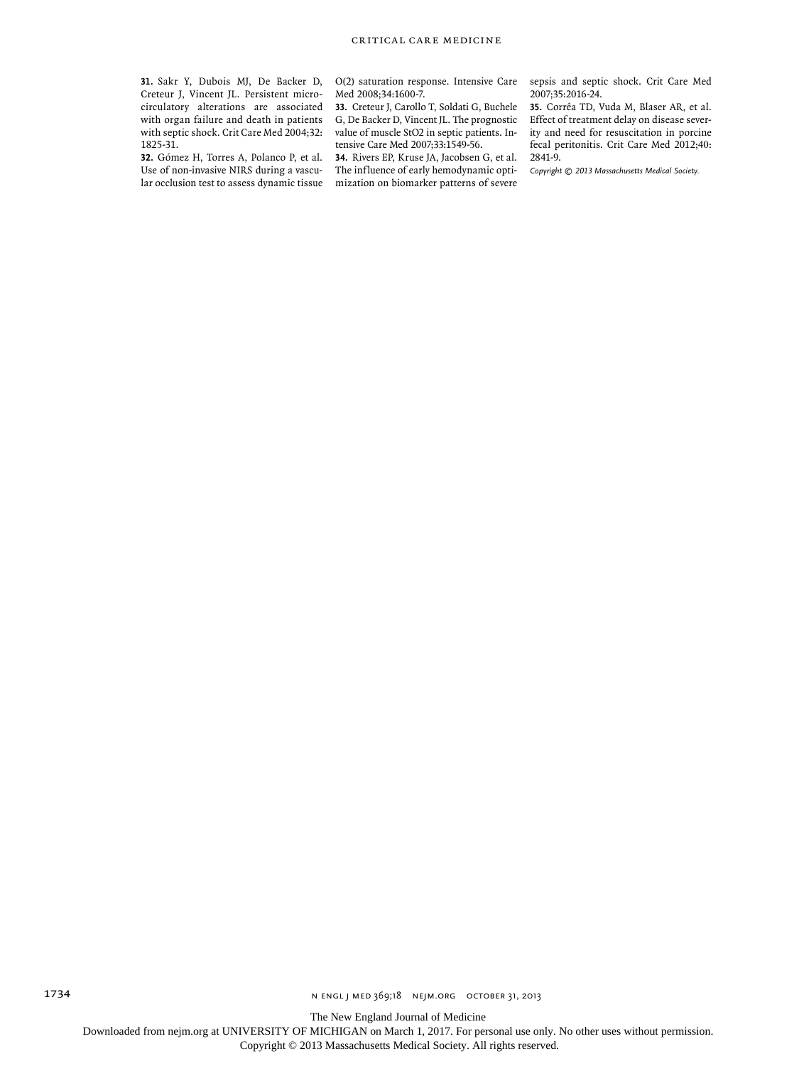**31.** Sakr Y, Dubois MJ, De Backer D, Creteur J, Vincent JL. Persistent microcirculatory alterations are associated with organ failure and death in patients with septic shock. Crit Care Med 2004;32:1825-31.

**32.** Gómez H, Torres A, Polanco P, et al. Use of non-invasive NIRS during a vascular occlusion test to assess dynamic tissue O(2) saturation response. Intensive Care Med 2008;34:1600-7.

**33.** Creteur J, Carollo T, Soldati G, Buchele G, De Backer D, Vincent JL. The prognostic value of muscle StO2 in septic patients. Intensive Care Med 2007;33:1549-56.

**34.** Rivers EP, Kruse JA, Jacobsen G, et al. The influence of early hemodynamic optimization on biomarker patterns of severe sepsis and septic shock. Crit Care Med 2007;35:2016-24.

**35.** Corrêa TD, Vuda M, Blaser AR, et al. Effect of treatment delay on disease severity and need for resuscitation in porcine fecal peritonitis. Crit Care Med 2012;40:2841-9.

*Copyright © 2013 Massachusetts Medical Society.*